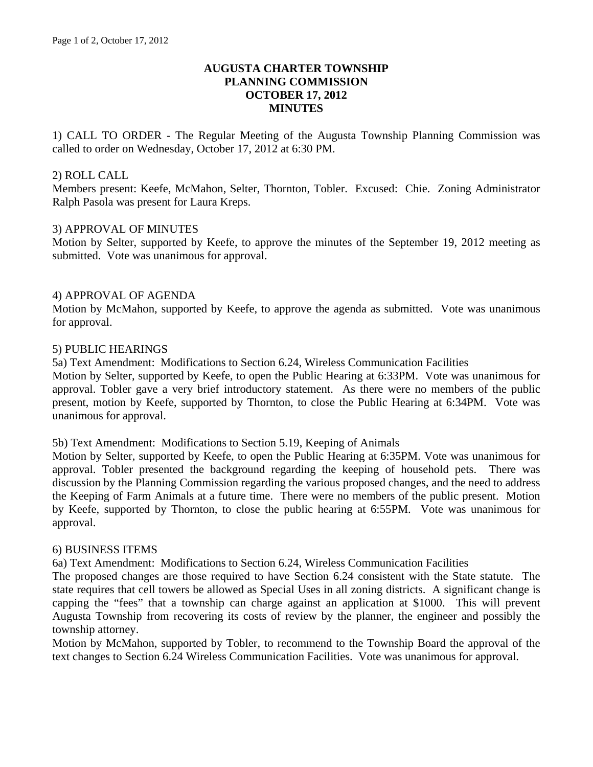# AUGUSTA CHARTER TOWNSHIP
# PLANNING COMMISSION
# OCTOBER 17, 2012
# MINUTES

1) CALL TO ORDER - The Regular Meeting of the Augusta Township Planning Commission was called to order on Wednesday, October 17, 2012 at 6:30 PM.

2) ROLL CALL
Members present: Keefe, McMahon, Selter, Thornton, Tobler. Excused: Chie. Zoning Administrator Ralph Pasola was present for Laura Kreps.

3) APPROVAL OF MINUTES
Motion by Selter, supported by Keefe, to approve the minutes of the September 19, 2012 meeting as submitted. Vote was unanimous for approval.

4) APPROVAL OF AGENDA
Motion by McMahon, supported by Keefe, to approve the agenda as submitted. Vote was unanimous for approval.

5) PUBLIC HEARINGS
5a) Text Amendment: Modifications to Section 6.24, Wireless Communication Facilities
Motion by Selter, supported by Keefe, to open the Public Hearing at 6:33PM. Vote was unanimous for approval. Tobler gave a very brief introductory statement. As there were no members of the public present, motion by Keefe, supported by Thornton, to close the Public Hearing at 6:34PM. Vote was unanimous for approval.

5b) Text Amendment: Modifications to Section 5.19, Keeping of Animals
Motion by Selter, supported by Keefe, to open the Public Hearing at 6:35PM. Vote was unanimous for approval. Tobler presented the background regarding the keeping of household pets. There was discussion by the Planning Commission regarding the various proposed changes, and the need to address the Keeping of Farm Animals at a future time. There were no members of the public present. Motion by Keefe, supported by Thornton, to close the public hearing at 6:55PM. Vote was unanimous for approval.

6) BUSINESS ITEMS
6a) Text Amendment: Modifications to Section 6.24, Wireless Communication Facilities
The proposed changes are those required to have Section 6.24 consistent with the State statute. The state requires that cell towers be allowed as Special Uses in all zoning districts. A significant change is capping the "fees" that a township can charge against an application at $1000. This will prevent Augusta Township from recovering its costs of review by the planner, the engineer and possibly the township attorney.
Motion by McMahon, supported by Tobler, to recommend to the Township Board the approval of the text changes to Section 6.24 Wireless Communication Facilities. Vote was unanimous for approval.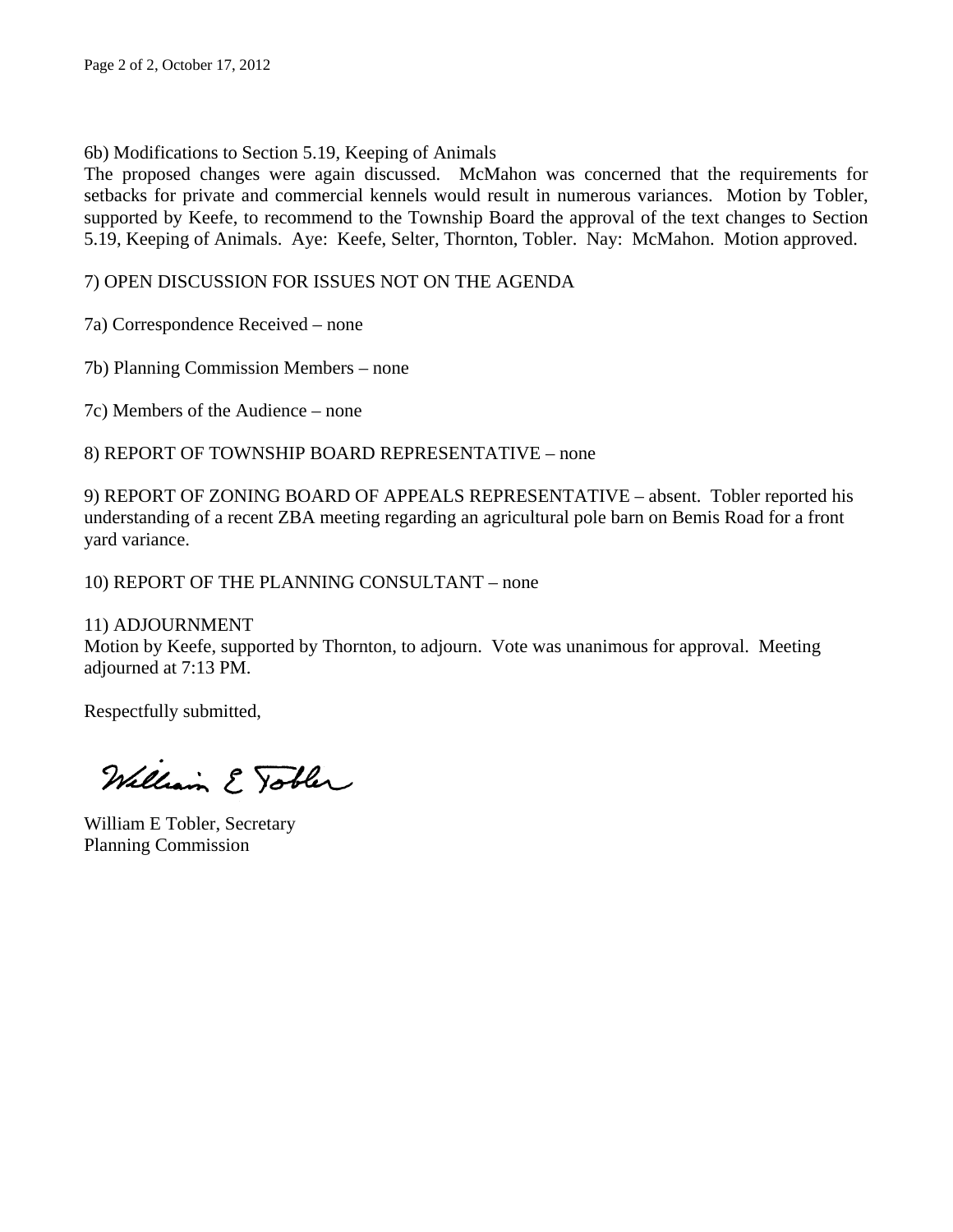6b) Modifications to Section 5.19, Keeping of Animals

The proposed changes were again discussed. McMahon was concerned that the requirements for setbacks for private and commercial kennels would result in numerous variances. Motion by Tobler, supported by Keefe, to recommend to the Township Board the approval of the text changes to Section 5.19, Keeping of Animals. Aye: Keefe, Selter, Thornton, Tobler. Nay: McMahon. Motion approved.

7) OPEN DISCUSSION FOR ISSUES NOT ON THE AGENDA

7a) Correspondence Received – none

7b) Planning Commission Members – none

7c) Members of the Audience – none

8) REPORT OF TOWNSHIP BOARD REPRESENTATIVE – none

9) REPORT OF ZONING BOARD OF APPEALS REPRESENTATIVE – absent. Tobler reported his understanding of a recent ZBA meeting regarding an agricultural pole barn on Bemis Road for a front yard variance.

10) REPORT OF THE PLANNING CONSULTANT – none

11) ADJOURNMENT

Motion by Keefe, supported by Thornton, to adjourn. Vote was unanimous for approval. Meeting adjourned at 7:13 PM.

Respectfully submitted,

William E Tobler

William E Tobler, Secretary
Planning Commission